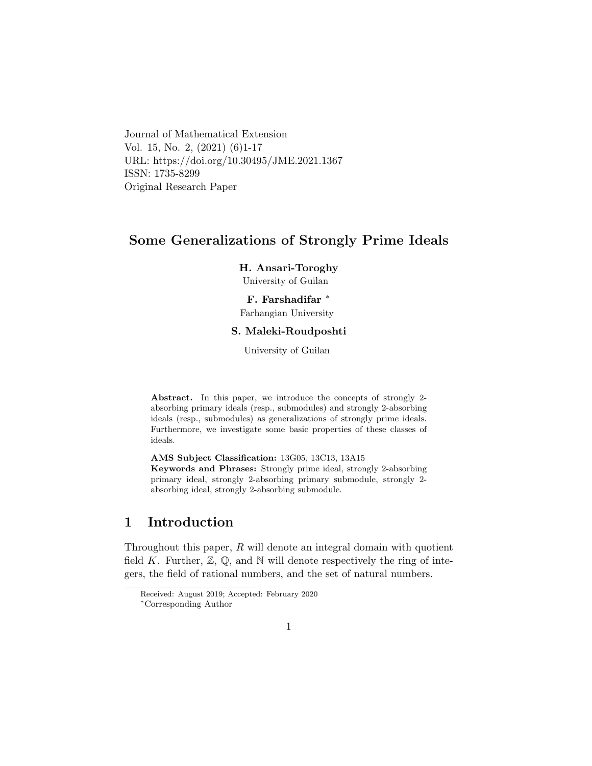Journal of Mathematical Extension
Vol. 15, No. 2, (2021) (6)1-17
URL: https://doi.org/10.30495/JME.2021.1367
ISSN: 1735-8299
Original Research Paper

# Some Generalizations of Strongly Prime Ideals

**H. Ansari-Toroghy**
University of Guilan

**F. Farshadifar** *
Farhangian University

**S. Maleki-Roudposhti**
University of Guilan

**Abstract.** In this paper, we introduce the concepts of strongly 2-absorbing primary ideals (resp., submodules) and strongly 2-absorbing ideals (resp., submodules) as generalizations of strongly prime ideals. Furthermore, we investigate some basic properties of these classes of ideals.

**AMS Subject Classification:** 13G05, 13C13, 13A15
**Keywords and Phrases:** Strongly prime ideal, strongly 2-absorbing primary ideal, strongly 2-absorbing primary submodule, strongly 2-absorbing ideal, strongly 2-absorbing submodule.

## 1 Introduction

Throughout this paper, $R$ will denote an integral domain with quotient field $K$. Further, $\mathbb{Z}$, $\mathbb{Q}$, and $\mathbb{N}$ will denote respectively the ring of integers, the field of rational numbers, and the set of natural numbers.

Received: August 2019; Accepted: February 2020
*Corresponding Author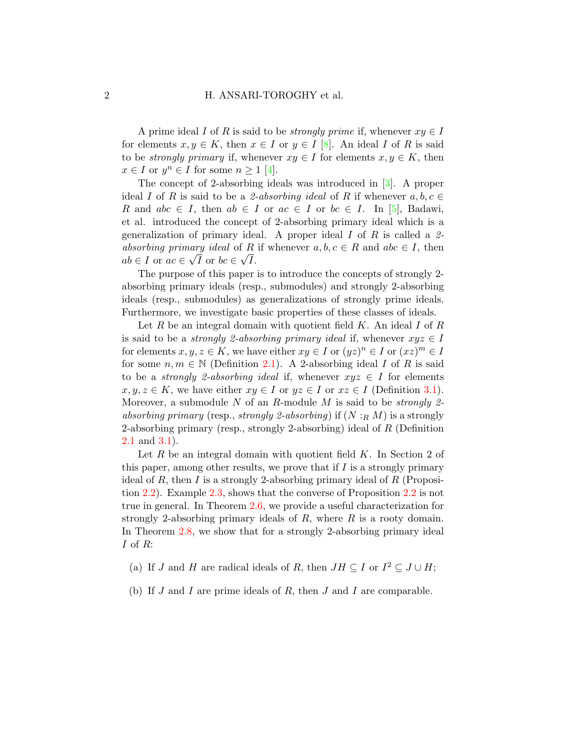A prime ideal $I$ of $R$ is said to be *strongly prime* if, whenever $xy \in I$ for elements $x, y \in K$, then $x \in I$ or $y \in I$ [8]. An ideal $I$ of $R$ is said to be *strongly primary* if, whenever $xy \in I$ for elements $x, y \in K$, then $x \in I$ or $y^n \in I$ for some $n \geq 1$ [4].

The concept of 2-absorbing ideals was introduced in [3]. A proper ideal $I$ of $R$ is said to be a *2-absorbing ideal* of $R$ if whenever $a, b, c \in R$ and $abc \in I$, then $ab \in I$ or $ac \in I$ or $bc \in I$. In [5], Badawi, et al. introduced the concept of 2-absorbing primary ideal which is a generalization of primary ideal. A proper ideal $I$ of $R$ is called a *2-absorbing primary ideal* of $R$ if whenever $a, b, c \in R$ and $abc \in I$, then $ab \in I$ or $ac \in \sqrt{I}$ or $bc \in \sqrt{I}$.

The purpose of this paper is to introduce the concepts of strongly 2-absorbing primary ideals (resp., submodules) and strongly 2-absorbing ideals (resp., submodules) as generalizations of strongly prime ideals. Furthermore, we investigate basic properties of these classes of ideals.

Let $R$ be an integral domain with quotient field $K$. An ideal $I$ of $R$ is said to be a *strongly 2-absorbing primary ideal* if, whenever $xyz \in I$ for elements $x, y, z \in K$, we have either $xy \in I$ or $(yz)^n \in I$ or $(xz)^m \in I$ for some $n, m \in \mathbb{N}$ (Definition 2.1). A 2-absorbing ideal $I$ of $R$ is said to be a *strongly 2-absorbing ideal* if, whenever $xyz \in I$ for elements $x, y, z \in K$, we have either $xy \in I$ or $yz \in I$ or $xz \in I$ (Definition 3.1). Moreover, a submodule $N$ of an $R$-module $M$ is said to be *strongly 2-absorbing primary* (resp., *strongly 2-absorbing*) if $(N :_R M)$ is a strongly 2-absorbing primary (resp., strongly 2-absorbing) ideal of $R$ (Definition 2.1 and 3.1).

Let $R$ be an integral domain with quotient field $K$. In Section 2 of this paper, among other results, we prove that if $I$ is a strongly primary ideal of $R$, then $I$ is a strongly 2-absorbing primary ideal of $R$ (Proposition 2.2). Example 2.3, shows that the converse of Proposition 2.2 is not true in general. In Theorem 2.6, we provide a useful characterization for strongly 2-absorbing primary ideals of $R$, where $R$ is a rooty domain. In Theorem 2.8, we show that for a strongly 2-absorbing primary ideal $I$ of $R$:

(a) If $J$ and $H$ are radical ideals of $R$, then $JH \subseteq I$ or $I^2 \subseteq J \cup H$;

(b) If $J$ and $I$ are prime ideals of $R$, then $J$ and $I$ are comparable.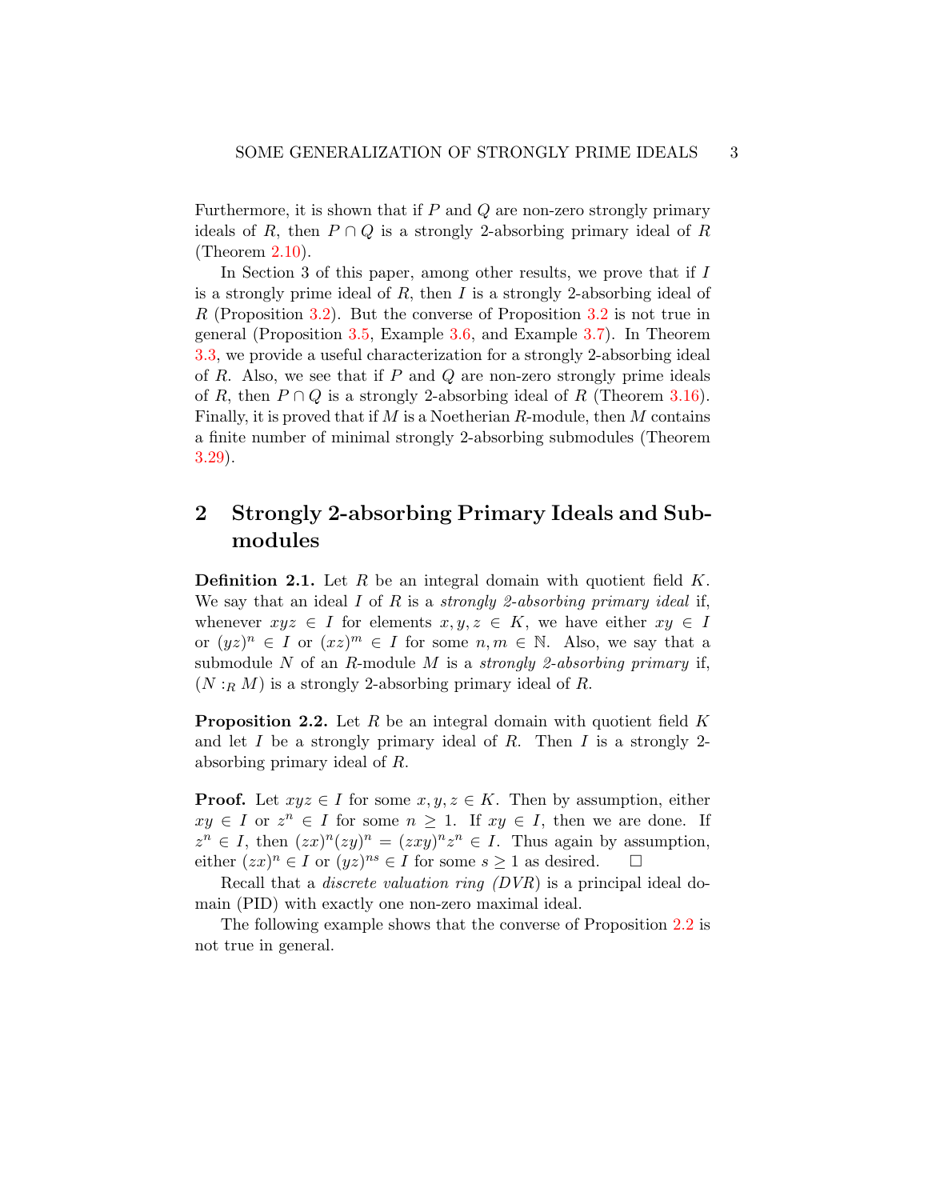Furthermore, it is shown that if $P$ and $Q$ are non-zero strongly primary ideals of $R$, then $P \cap Q$ is a strongly 2-absorbing primary ideal of $R$ (Theorem 2.10).

In Section 3 of this paper, among other results, we prove that if $I$ is a strongly prime ideal of $R$, then $I$ is a strongly 2-absorbing ideal of $R$ (Proposition 3.2). But the converse of Proposition 3.2 is not true in general (Proposition 3.5, Example 3.6, and Example 3.7). In Theorem 3.3, we provide a useful characterization for a strongly 2-absorbing ideal of $R$. Also, we see that if $P$ and $Q$ are non-zero strongly prime ideals of $R$, then $P \cap Q$ is a strongly 2-absorbing ideal of $R$ (Theorem 3.16). Finally, it is proved that if $M$ is a Noetherian $R$-module, then $M$ contains a finite number of minimal strongly 2-absorbing submodules (Theorem 3.29).

## 2 Strongly 2-absorbing Primary Ideals and Submodules

**Definition 2.1.** Let $R$ be an integral domain with quotient field $K$. We say that an ideal $I$ of $R$ is a *strongly 2-absorbing primary ideal* if, whenever $xyz \in I$ for elements $x, y, z \in K$, we have either $xy \in I$ or $(yz)^n \in I$ or $(xz)^m \in I$ for some $n, m \in \mathbb{N}$. Also, we say that a submodule $N$ of an $R$-module $M$ is a *strongly 2-absorbing primary* if, $(N :_R M)$ is a strongly 2-absorbing primary ideal of $R$.

**Proposition 2.2.** *Let $R$ be an integral domain with quotient field $K$ and let $I$ be a strongly primary ideal of $R$. Then $I$ is a strongly 2-absorbing primary ideal of $R$.*

**Proof.** Let $xyz \in I$ for some $x, y, z \in K$. Then by assumption, either $xy \in I$ or $z^n \in I$ for some $n \geq 1$. If $xy \in I$, then we are done. If $z^n \in I$, then $(zx)^n(zy)^n = (zxy)^n z^n \in I$. Thus again by assumption, either $(zx)^n \in I$ or $(yz)^{ns} \in I$ for some $s \geq 1$ as desired. $\square$

Recall that a *discrete valuation ring (DVR)* is a principal ideal domain (PID) with exactly one non-zero maximal ideal.

The following example shows that the converse of Proposition 2.2 is not true in general.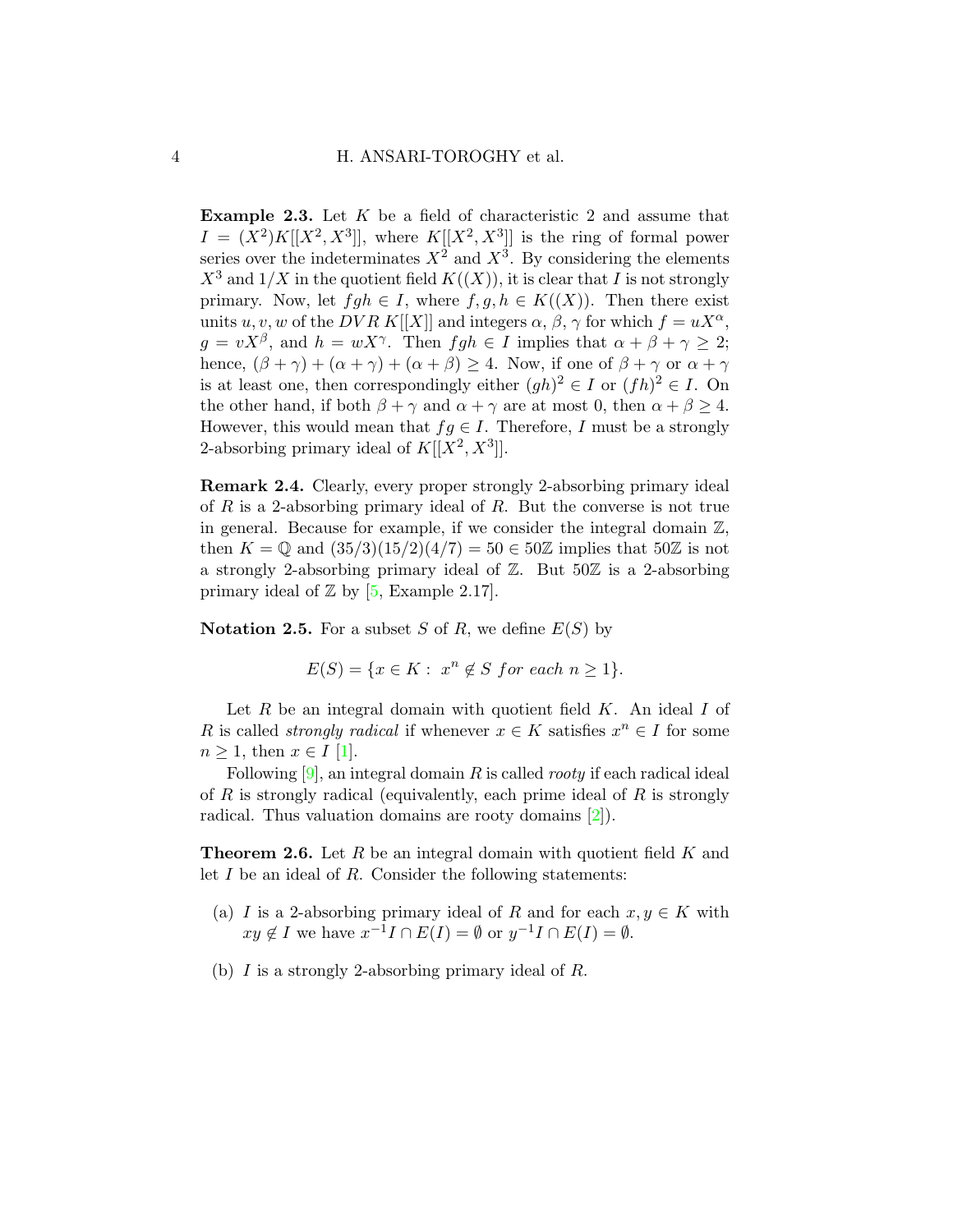**Example 2.3.** Let $K$ be a field of characteristic 2 and assume that $I = (X^2)K[[X^2, X^3]]$, where $K[[X^2, X^3]]$ is the ring of formal power series over the indeterminates $X^2$ and $X^3$. By considering the elements $X^3$ and $1/X$ in the quotient field $K((X))$, it is clear that $I$ is not strongly primary. Now, let $fgh \in I$, where $f, g, h \in K((X))$. Then there exist units $u, v, w$ of the $DVR$ $K[[X]]$ and integers $\alpha$, $\beta$, $\gamma$ for which $f = uX^{\alpha}$, $g = vX^{\beta}$, and $h = wX^{\gamma}$. Then $fgh \in I$ implies that $\alpha + \beta + \gamma \geq 2$; hence, $(\beta + \gamma) + (\alpha + \gamma) + (\alpha + \beta) \geq 4$. Now, if one of $\beta + \gamma$ or $\alpha + \gamma$ is at least one, then correspondingly either $(gh)^2 \in I$ or $(fh)^2 \in I$. On the other hand, if both $\beta + \gamma$ and $\alpha + \gamma$ are at most 0, then $\alpha + \beta \geq 4$. However, this would mean that $fg \in I$. Therefore, $I$ must be a strongly 2-absorbing primary ideal of $K[[X^2, X^3]]$.

**Remark 2.4.** Clearly, every proper strongly 2-absorbing primary ideal of $R$ is a 2-absorbing primary ideal of $R$. But the converse is not true in general. Because for example, if we consider the integral domain $\mathbb{Z}$, then $K = \mathbb{Q}$ and $(35/3)(15/2)(4/7) = 50 \in 50\mathbb{Z}$ implies that $50\mathbb{Z}$ is not a strongly 2-absorbing primary ideal of $\mathbb{Z}$. But $50\mathbb{Z}$ is a 2-absorbing primary ideal of $\mathbb{Z}$ by [5, Example 2.17].

**Notation 2.5.** For a subset $S$ of $R$, we define $E(S)$ by

$$E(S) = \{x \in K : \ x^n \notin S \ for \ each \ n \geq 1\}.$$

Let $R$ be an integral domain with quotient field $K$. An ideal $I$ of $R$ is called *strongly radical* if whenever $x \in K$ satisfies $x^n \in I$ for some $n \geq 1$, then $x \in I$ [1].

Following [9], an integral domain $R$ is called *rooty* if each radical ideal of $R$ is strongly radical (equivalently, each prime ideal of $R$ is strongly radical. Thus valuation domains are rooty domains [2]).

**Theorem 2.6.** Let $R$ be an integral domain with quotient field $K$ and let $I$ be an ideal of $R$. Consider the following statements:

(a) $I$ is a 2-absorbing primary ideal of $R$ and for each $x, y \in K$ with $xy \notin I$ we have $x^{-1}I \cap E(I) = \emptyset$ or $y^{-1}I \cap E(I) = \emptyset$.

(b) $I$ is a strongly 2-absorbing primary ideal of $R$.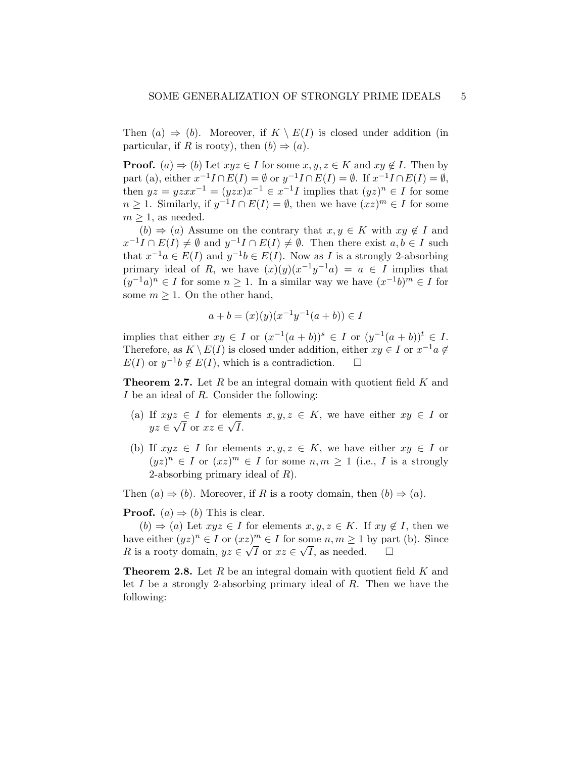Then $(a) \Rightarrow (b)$. Moreover, if $K \setminus E(I)$ is closed under addition (in particular, if $R$ is rooty), then $(b) \Rightarrow (a)$.

**Proof.** $(a) \Rightarrow (b)$ Let $xyz \in I$ for some $x, y, z \in K$ and $xy \notin I$. Then by part (a), either $x^{-1}I \cap E(I) = \emptyset$ or $y^{-1}I \cap E(I) = \emptyset$. If $x^{-1}I \cap E(I) = \emptyset$, then $yz = yzxx^{-1} = (yzx)x^{-1} \in x^{-1}I$ implies that $(yz)^n \in I$ for some $n \geq 1$. Similarly, if $y^{-1}I \cap E(I) = \emptyset$, then we have $(xz)^m \in I$ for some $m \geq 1$, as needed.

$(b) \Rightarrow (a)$ Assume on the contrary that $x, y \in K$ with $xy \notin I$ and $x^{-1}I \cap E(I) \neq \emptyset$ and $y^{-1}I \cap E(I) \neq \emptyset$. Then there exist $a, b \in I$ such that $x^{-1}a \in E(I)$ and $y^{-1}b \in E(I)$. Now as $I$ is a strongly 2-absorbing primary ideal of $R$, we have $(x)(y)(x^{-1}y^{-1}a) = a \in I$ implies that $(y^{-1}a)^n \in I$ for some $n \geq 1$. In a similar way we have $(x^{-1}b)^m \in I$ for some $m \geq 1$. On the other hand,

$$a + b = (x)(y)(x^{-1}y^{-1}(a + b)) \in I$$

implies that either $xy \in I$ or $(x^{-1}(a + b))^s \in I$ or $(y^{-1}(a + b))^t \in I$. Therefore, as $K \setminus E(I)$ is closed under addition, either $xy \in I$ or $x^{-1}a \notin E(I)$ or $y^{-1}b \notin E(I)$, which is a contradiction. $\square$

**Theorem 2.7.** Let $R$ be an integral domain with quotient field $K$ and $I$ be an ideal of $R$. Consider the following:

(a) If $xyz \in I$ for elements $x, y, z \in K$, we have either $xy \in I$ or $yz \in \sqrt{I}$ or $xz \in \sqrt{I}$.

(b) If $xyz \in I$ for elements $x, y, z \in K$, we have either $xy \in I$ or $(yz)^n \in I$ or $(xz)^m \in I$ for some $n, m \geq 1$ (i.e., $I$ is a strongly 2-absorbing primary ideal of $R$).

Then $(a) \Rightarrow (b)$. Moreover, if $R$ is a rooty domain, then $(b) \Rightarrow (a)$.

**Proof.** $(a) \Rightarrow (b)$ This is clear.

$(b) \Rightarrow (a)$ Let $xyz \in I$ for elements $x, y, z \in K$. If $xy \notin I$, then we have either $(yz)^n \in I$ or $(xz)^m \in I$ for some $n, m \geq 1$ by part (b). Since $R$ is a rooty domain, $yz \in \sqrt{I}$ or $xz \in \sqrt{I}$, as needed. $\square$

**Theorem 2.8.** Let $R$ be an integral domain with quotient field $K$ and let $I$ be a strongly 2-absorbing primary ideal of $R$. Then we have the following: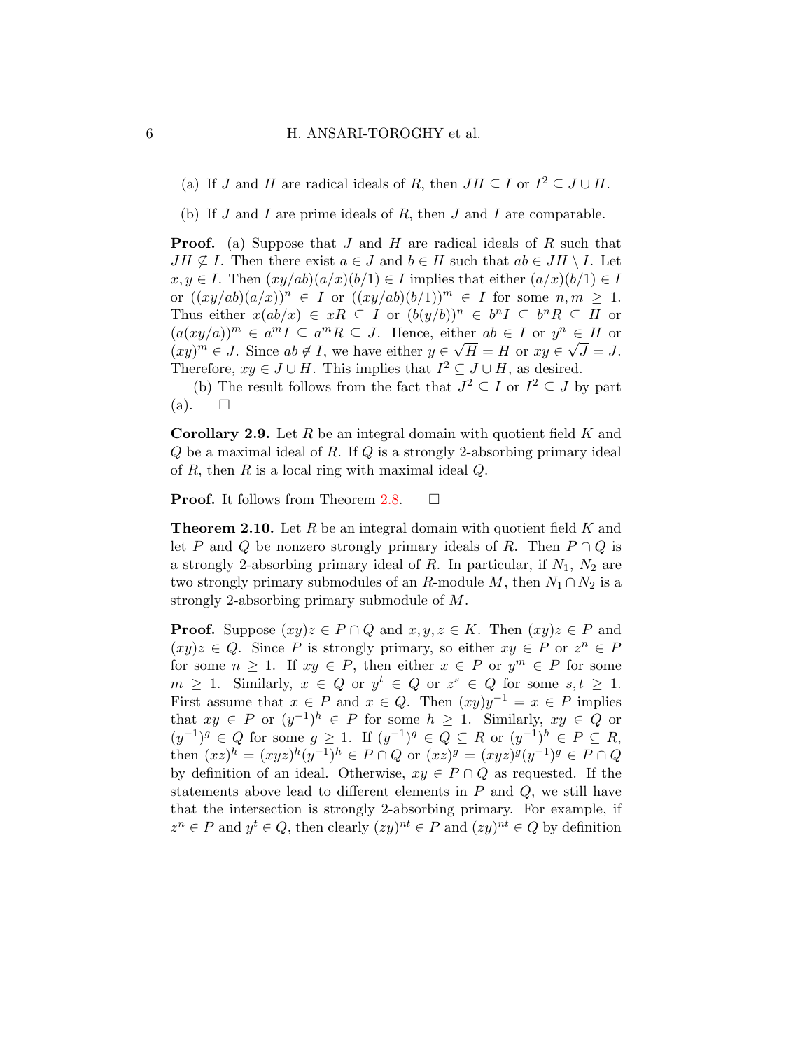(a) If $J$ and $H$ are radical ideals of $R$, then $JH \subseteq I$ or $I^2 \subseteq J \cup H$.

(b) If $J$ and $I$ are prime ideals of $R$, then $J$ and $I$ are comparable.

**Proof.** (a) Suppose that $J$ and $H$ are radical ideals of $R$ such that $JH \not\subseteq I$. Then there exist $a \in J$ and $b \in H$ such that $ab \in JH \setminus I$. Let $x, y \in I$. Then $(xy/ab)(a/x)(b/1) \in I$ implies that either $(a/x)(b/1) \in I$ or $((xy/ab)(a/x))^n \in I$ or $((xy/ab)(b/1))^m \in I$ for some $n, m \geq 1$. Thus either $x(ab/x) \in xR \subseteq I$ or $(b(y/b))^n \in b^n I \subseteq b^n R \subseteq H$ or $(a(xy/a))^m \in a^m I \subseteq a^m R \subseteq J$. Hence, either $ab \in I$ or $y^n \in H$ or $(xy)^m \in J$. Since $ab \notin I$, we have either $y \in \sqrt{H} = H$ or $xy \in \sqrt{J} = J$. Therefore, $xy \in J \cup H$. This implies that $I^2 \subseteq J \cup H$, as desired.

(b) The result follows from the fact that $J^2 \subseteq I$ or $I^2 \subseteq J$ by part (a). $\square$

**Corollary 2.9.** Let $R$ be an integral domain with quotient field $K$ and $Q$ be a maximal ideal of $R$. If $Q$ is a strongly 2-absorbing primary ideal of $R$, then $R$ is a local ring with maximal ideal $Q$.

**Proof.** It follows from Theorem 2.8. $\square$

**Theorem 2.10.** Let $R$ be an integral domain with quotient field $K$ and let $P$ and $Q$ be nonzero strongly primary ideals of $R$. Then $P \cap Q$ is a strongly 2-absorbing primary ideal of $R$. In particular, if $N_1$, $N_2$ are two strongly primary submodules of an $R$-module $M$, then $N_1 \cap N_2$ is a strongly 2-absorbing primary submodule of $M$.

**Proof.** Suppose $(xy)z \in P \cap Q$ and $x, y, z \in K$. Then $(xy)z \in P$ and $(xy)z \in Q$. Since $P$ is strongly primary, so either $xy \in P$ or $z^n \in P$ for some $n \geq 1$. If $xy \in P$, then either $x \in P$ or $y^m \in P$ for some $m \geq 1$. Similarly, $x \in Q$ or $y^t \in Q$ or $z^s \in Q$ for some $s, t \geq 1$. First assume that $x \in P$ and $x \in Q$. Then $(xy)y^{-1} = x \in P$ implies that $xy \in P$ or $(y^{-1})^h \in P$ for some $h \geq 1$. Similarly, $xy \in Q$ or $(y^{-1})^g \in Q$ for some $g \geq 1$. If $(y^{-1})^g \in Q \subseteq R$ or $(y^{-1})^h \in P \subseteq R$, then $(xz)^h = (xyz)^h(y^{-1})^h \in P \cap Q$ or $(xz)^g = (xyz)^g(y^{-1})^g \in P \cap Q$ by definition of an ideal. Otherwise, $xy \in P \cap Q$ as requested. If the statements above lead to different elements in $P$ and $Q$, we still have that the intersection is strongly 2-absorbing primary. For example, if $z^n \in P$ and $y^t \in Q$, then clearly $(zy)^{nt} \in P$ and $(zy)^{nt} \in Q$ by definition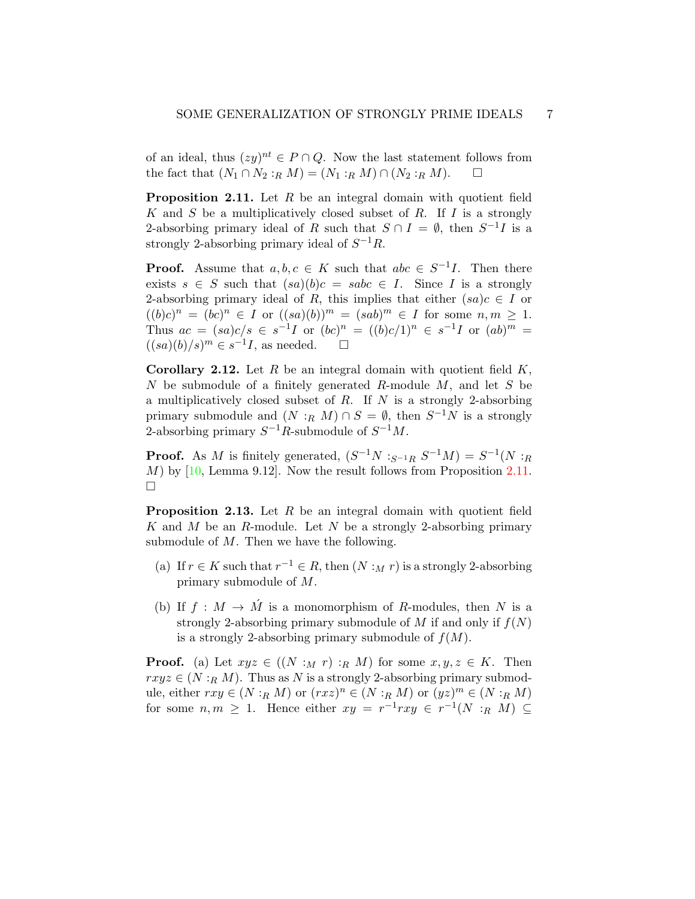of an ideal, thus $(zy)^{nt} \in P \cap Q$. Now the last statement follows from the fact that $(N_1 \cap N_2 :_R M) = (N_1 :_R M) \cap (N_2 :_R M)$. $\square$

**Proposition 2.11.** Let $R$ be an integral domain with quotient field $K$ and $S$ be a multiplicatively closed subset of $R$. If $I$ is a strongly 2-absorbing primary ideal of $R$ such that $S \cap I = \emptyset$, then $S^{-1}I$ is a strongly 2-absorbing primary ideal of $S^{-1}R$.

**Proof.** Assume that $a, b, c \in K$ such that $abc \in S^{-1}I$. Then there exists $s \in S$ such that $(sa)(b)c = sabc \in I$. Since $I$ is a strongly 2-absorbing primary ideal of $R$, this implies that either $(sa)c \in I$ or $((b)c)^n = (bc)^n \in I$ or $((sa)(b))^m = (sab)^m \in I$ for some $n, m \geq 1$. Thus $ac = (sa)c/s \in s^{-1}I$ or $(bc)^n = ((b)c/1)^n \in s^{-1}I$ or $(ab)^m = ((sa)(b)/s)^m \in s^{-1}I$, as needed. $\square$

**Corollary 2.12.** Let $R$ be an integral domain with quotient field $K$, $N$ be submodule of a finitely generated $R$-module $M$, and let $S$ be a multiplicatively closed subset of $R$. If $N$ is a strongly 2-absorbing primary submodule and $(N :_R M) \cap S = \emptyset$, then $S^{-1}N$ is a strongly 2-absorbing primary $S^{-1}R$-submodule of $S^{-1}M$.

**Proof.** As $M$ is finitely generated, $(S^{-1}N :_{S^{-1}R} S^{-1}M) = S^{-1}(N :_R M)$ by [10, Lemma 9.12]. Now the result follows from Proposition 2.11. $\square$

**Proposition 2.13.** Let $R$ be an integral domain with quotient field $K$ and $M$ be an $R$-module. Let $N$ be a strongly 2-absorbing primary submodule of $M$. Then we have the following.

(a) If $r \in K$ such that $r^{-1} \in R$, then $(N :_M r)$ is a strongly 2-absorbing primary submodule of $M$.

(b) If $f : M \to \acute{M}$ is a monomorphism of $R$-modules, then $N$ is a strongly 2-absorbing primary submodule of $M$ if and only if $f(N)$ is a strongly 2-absorbing primary submodule of $f(M)$.

**Proof.** (a) Let $xyz \in ((N :_M r) :_R M)$ for some $x, y, z \in K$. Then $rxyz \in (N :_R M)$. Thus as $N$ is a strongly 2-absorbing primary submodule, either $rxy \in (N :_R M)$ or $(rxz)^n \in (N :_R M)$ or $(yz)^m \in (N :_R M)$ for some $n, m \geq 1$. Hence either $xy = r^{-1}rxy \in r^{-1}(N :_R M) \subseteq$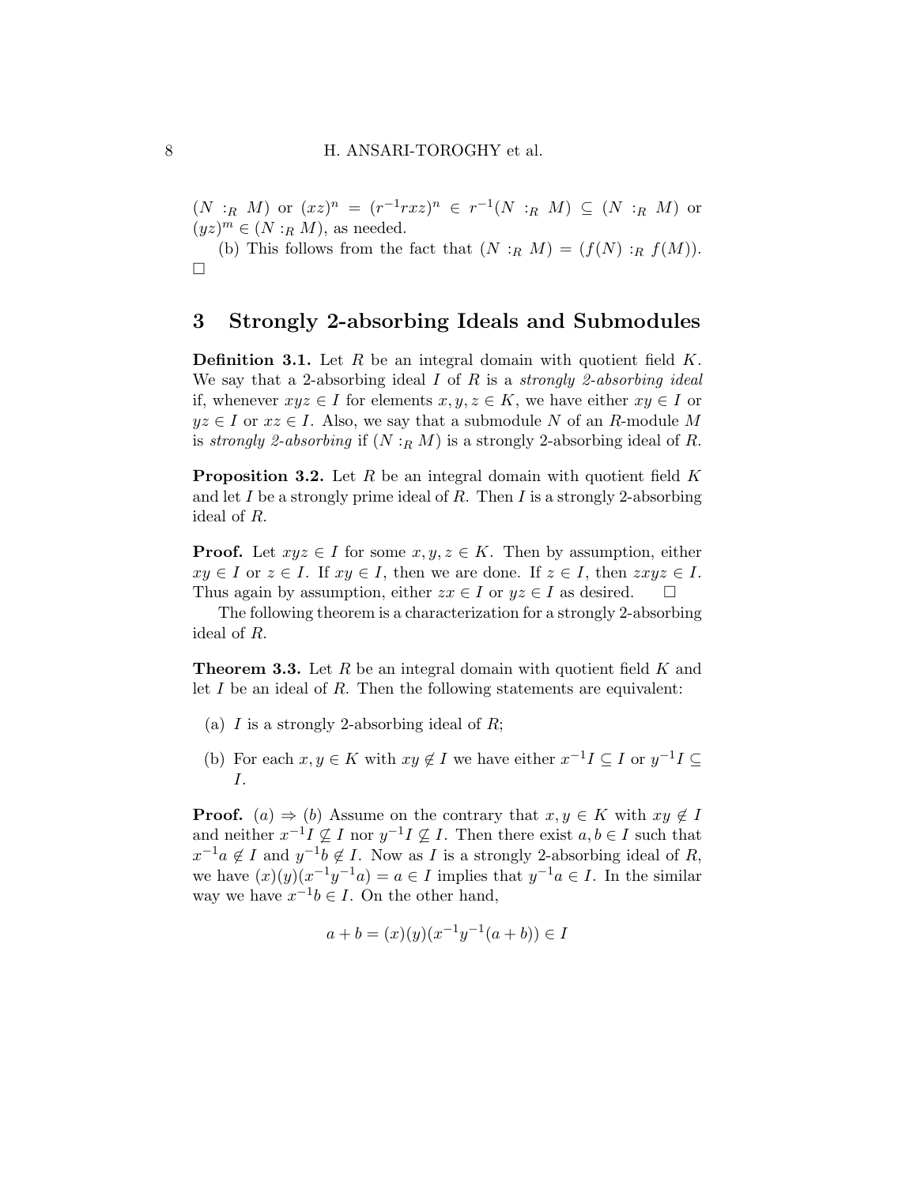$(N :_R M)$ or $(xz)^n = (r^{-1}rxz)^n \in r^{-1}(N :_R M) \subseteq (N :_R M)$ or $(yz)^m \in (N :_R M)$, as needed.

(b) This follows from the fact that $(N :_R M) = (f(N) :_R f(M))$. □

## 3 Strongly 2-absorbing Ideals and Submodules

**Definition 3.1.** Let $R$ be an integral domain with quotient field $K$. We say that a 2-absorbing ideal $I$ of $R$ is a *strongly 2-absorbing ideal* if, whenever $xyz \in I$ for elements $x, y, z \in K$, we have either $xy \in I$ or $yz \in I$ or $xz \in I$. Also, we say that a submodule $N$ of an $R$-module $M$ is *strongly 2-absorbing* if $(N :_R M)$ is a strongly 2-absorbing ideal of $R$.

**Proposition 3.2.** Let $R$ be an integral domain with quotient field $K$ and let $I$ be a strongly prime ideal of $R$. Then $I$ is a strongly 2-absorbing ideal of $R$.

**Proof.** Let $xyz \in I$ for some $x, y, z \in K$. Then by assumption, either $xy \in I$ or $z \in I$. If $xy \in I$, then we are done. If $z \in I$, then $zxyz \in I$. Thus again by assumption, either $zx \in I$ or $yz \in I$ as desired. □

The following theorem is a characterization for a strongly 2-absorbing ideal of $R$.

**Theorem 3.3.** Let $R$ be an integral domain with quotient field $K$ and let $I$ be an ideal of $R$. Then the following statements are equivalent:

(a) $I$ is a strongly 2-absorbing ideal of $R$;

(b) For each $x, y \in K$ with $xy \notin I$ we have either $x^{-1}I \subseteq I$ or $y^{-1}I \subseteq I$.

**Proof.** $(a) \Rightarrow (b)$ Assume on the contrary that $x, y \in K$ with $xy \notin I$ and neither $x^{-1}I \not\subseteq I$ nor $y^{-1}I \not\subseteq I$. Then there exist $a, b \in I$ such that $x^{-1}a \notin I$ and $y^{-1}b \notin I$. Now as $I$ is a strongly 2-absorbing ideal of $R$, we have $(x)(y)(x^{-1}y^{-1}a) = a \in I$ implies that $y^{-1}a \in I$. In the similar way we have $x^{-1}b \in I$. On the other hand,

$$a + b = (x)(y)(x^{-1}y^{-1}(a + b)) \in I$$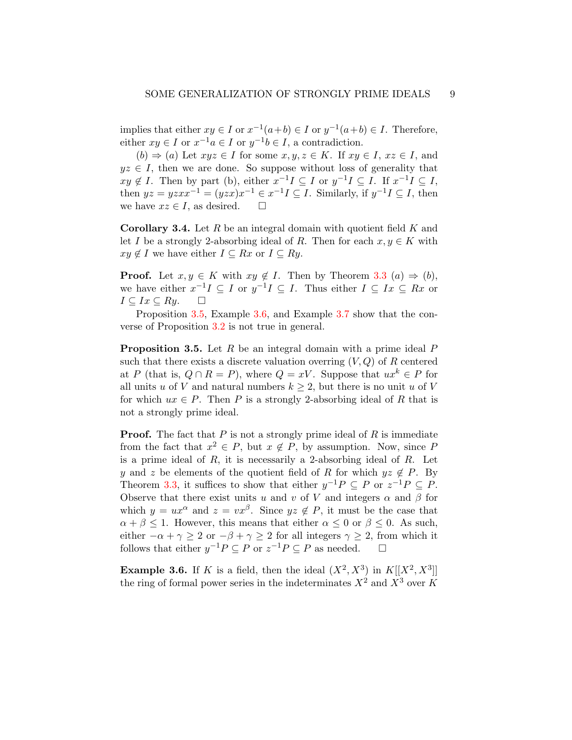implies that either $xy \in I$ or $x^{-1}(a+b) \in I$ or $y^{-1}(a+b) \in I$. Therefore, either $xy \in I$ or $x^{-1}a \in I$ or $y^{-1}b \in I$, a contradiction.

$(b) \Rightarrow (a)$ Let $xyz \in I$ for some $x, y, z \in K$. If $xy \in I$, $xz \in I$, and $yz \in I$, then we are done. So suppose without loss of generality that $xy \notin I$. Then by part (b), either $x^{-1}I \subseteq I$ or $y^{-1}I \subseteq I$. If $x^{-1}I \subseteq I$, then $yz = yzxx^{-1} = (yzx)x^{-1} \in x^{-1}I \subseteq I$. Similarly, if $y^{-1}I \subseteq I$, then we have $xz \in I$, as desired. $\square$

**Corollary 3.4.** Let $R$ be an integral domain with quotient field $K$ and let $I$ be a strongly 2-absorbing ideal of $R$. Then for each $x, y \in K$ with $xy \notin I$ we have either $I \subseteq Rx$ or $I \subseteq Ry$.

**Proof.** Let $x, y \in K$ with $xy \notin I$. Then by Theorem 3.3 $(a) \Rightarrow (b)$, we have either $x^{-1}I \subseteq I$ or $y^{-1}I \subseteq I$. Thus either $I \subseteq Ix \subseteq Rx$ or $I \subseteq Ix \subseteq Ry$. $\square$

Proposition 3.5, Example 3.6, and Example 3.7 show that the converse of Proposition 3.2 is not true in general.

**Proposition 3.5.** Let $R$ be an integral domain with a prime ideal $P$ such that there exists a discrete valuation overring $(V, Q)$ of $R$ centered at $P$ (that is, $Q \cap R = P$), where $Q = xV$. Suppose that $ux^k \in P$ for all units $u$ of $V$ and natural numbers $k \geq 2$, but there is no unit $u$ of $V$ for which $ux \in P$. Then $P$ is a strongly 2-absorbing ideal of $R$ that is not a strongly prime ideal.

**Proof.** The fact that $P$ is not a strongly prime ideal of $R$ is immediate from the fact that $x^2 \in P$, but $x \notin P$, by assumption. Now, since $P$ is a prime ideal of $R$, it is necessarily a 2-absorbing ideal of $R$. Let $y$ and $z$ be elements of the quotient field of $R$ for which $yz \notin P$. By Theorem 3.3, it suffices to show that either $y^{-1}P \subseteq P$ or $z^{-1}P \subseteq P$. Observe that there exist units $u$ and $v$ of $V$ and integers $\alpha$ and $\beta$ for which $y = ux^{\alpha}$ and $z = vx^{\beta}$. Since $yz \notin P$, it must be the case that $\alpha + \beta \leq 1$. However, this means that either $\alpha \leq 0$ or $\beta \leq 0$. As such, either $-\alpha + \gamma \geq 2$ or $-\beta + \gamma \geq 2$ for all integers $\gamma \geq 2$, from which it follows that either $y^{-1}P \subseteq P$ or $z^{-1}P \subseteq P$ as needed. $\square$

**Example 3.6.** If $K$ is a field, then the ideal $(X^2, X^3)$ in $K[[X^2, X^3]]$ the ring of formal power series in the indeterminates $X^2$ and $X^3$ over $K$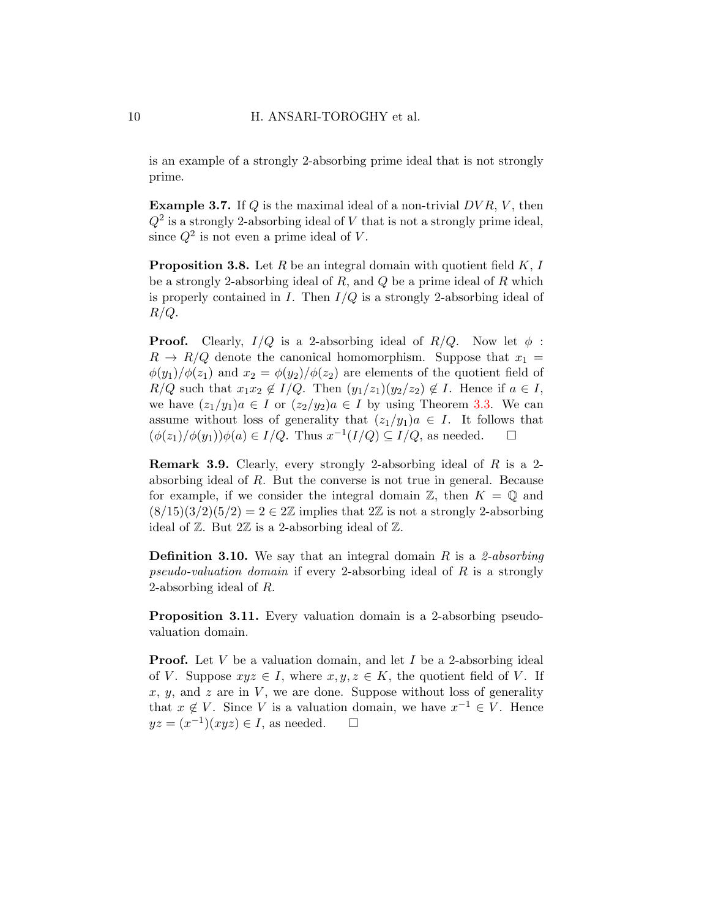is an example of a strongly 2-absorbing prime ideal that is not strongly prime.

**Example 3.7.** If $Q$ is the maximal ideal of a non-trivial $DVR$, $V$, then $Q^2$ is a strongly 2-absorbing ideal of $V$ that is not a strongly prime ideal, since $Q^2$ is not even a prime ideal of $V$.

**Proposition 3.8.** Let $R$ be an integral domain with quotient field $K$, $I$ be a strongly 2-absorbing ideal of $R$, and $Q$ be a prime ideal of $R$ which is properly contained in $I$. Then $I/Q$ is a strongly 2-absorbing ideal of $R/Q$.

**Proof.** Clearly, $I/Q$ is a 2-absorbing ideal of $R/Q$. Now let $\phi : R \to R/Q$ denote the canonical homomorphism. Suppose that $x_1 = \phi(y_1)/\phi(z_1)$ and $x_2 = \phi(y_2)/\phi(z_2)$ are elements of the quotient field of $R/Q$ such that $x_1x_2 \notin I/Q$. Then $(y_1/z_1)(y_2/z_2) \notin I$. Hence if $a \in I$, we have $(z_1/y_1)a \in I$ or $(z_2/y_2)a \in I$ by using Theorem 3.3. We can assume without loss of generality that $(z_1/y_1)a \in I$. It follows that $(\phi(z_1)/\phi(y_1))\phi(a) \in I/Q$. Thus $x^{-1}(I/Q) \subseteq I/Q$, as needed. $\square$

**Remark 3.9.** Clearly, every strongly 2-absorbing ideal of $R$ is a 2-absorbing ideal of $R$. But the converse is not true in general. Because for example, if we consider the integral domain $\mathbb{Z}$, then $K = \mathbb{Q}$ and $(8/15)(3/2)(5/2) = 2 \in 2\mathbb{Z}$ implies that $2\mathbb{Z}$ is not a strongly 2-absorbing ideal of $\mathbb{Z}$. But $2\mathbb{Z}$ is a 2-absorbing ideal of $\mathbb{Z}$.

**Definition 3.10.** We say that an integral domain $R$ is a *2-absorbing pseudo-valuation domain* if every 2-absorbing ideal of $R$ is a strongly 2-absorbing ideal of $R$.

**Proposition 3.11.** Every valuation domain is a 2-absorbing pseudo-valuation domain.

**Proof.** Let $V$ be a valuation domain, and let $I$ be a 2-absorbing ideal of $V$. Suppose $xyz \in I$, where $x, y, z \in K$, the quotient field of $V$. If $x$, $y$, and $z$ are in $V$, we are done. Suppose without loss of generality that $x \notin V$. Since $V$ is a valuation domain, we have $x^{-1} \in V$. Hence $yz = (x^{-1})(xyz) \in I$, as needed. $\square$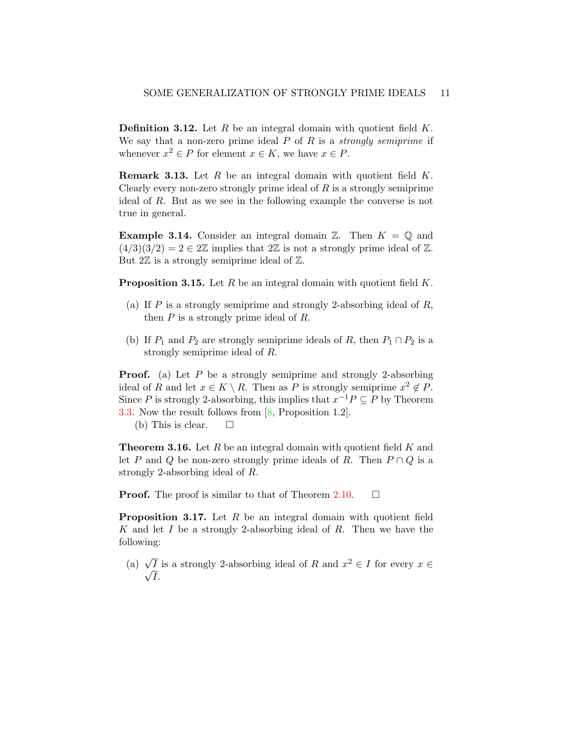**Definition 3.12.** Let $R$ be an integral domain with quotient field $K$. We say that a non-zero prime ideal $P$ of $R$ is a *strongly semiprime* if whenever $x^2 \in P$ for element $x \in K$, we have $x \in P$.

**Remark 3.13.** Let $R$ be an integral domain with quotient field $K$. Clearly every non-zero strongly prime ideal of $R$ is a strongly semiprime ideal of $R$. But as we see in the following example the converse is not true in general.

**Example 3.14.** Consider an integral domain $\mathbb{Z}$. Then $K = \mathbb{Q}$ and $(4/3)(3/2) = 2 \in 2\mathbb{Z}$ implies that $2\mathbb{Z}$ is not a strongly prime ideal of $\mathbb{Z}$. But $2\mathbb{Z}$ is a strongly semiprime ideal of $\mathbb{Z}$.

**Proposition 3.15.** Let $R$ be an integral domain with quotient field $K$.

(a) If $P$ is a strongly semiprime and strongly 2-absorbing ideal of $R$, then $P$ is a strongly prime ideal of $R$.

(b) If $P_1$ and $P_2$ are strongly semiprime ideals of $R$, then $P_1 \cap P_2$ is a strongly semiprime ideal of $R$.

**Proof.** (a) Let $P$ be a strongly semiprime and strongly 2-absorbing ideal of $R$ and let $x \in K \setminus R$. Then as $P$ is strongly semiprime $x^2 \notin P$. Since $P$ is strongly 2-absorbing, this implies that $x^{-1}P \subseteq P$ by Theorem 3.3. Now the result follows from [8, Proposition 1.2].

(b) This is clear. $\square$

**Theorem 3.16.** Let $R$ be an integral domain with quotient field $K$ and let $P$ and $Q$ be non-zero strongly prime ideals of $R$. Then $P \cap Q$ is a strongly 2-absorbing ideal of $R$.

**Proof.** The proof is similar to that of Theorem 2.10. $\square$

**Proposition 3.17.** Let $R$ be an integral domain with quotient field $K$ and let $I$ be a strongly 2-absorbing ideal of $R$. Then we have the following:

(a) $\sqrt{I}$ is a strongly 2-absorbing ideal of $R$ and $x^2 \in I$ for every $x \in \sqrt{I}$.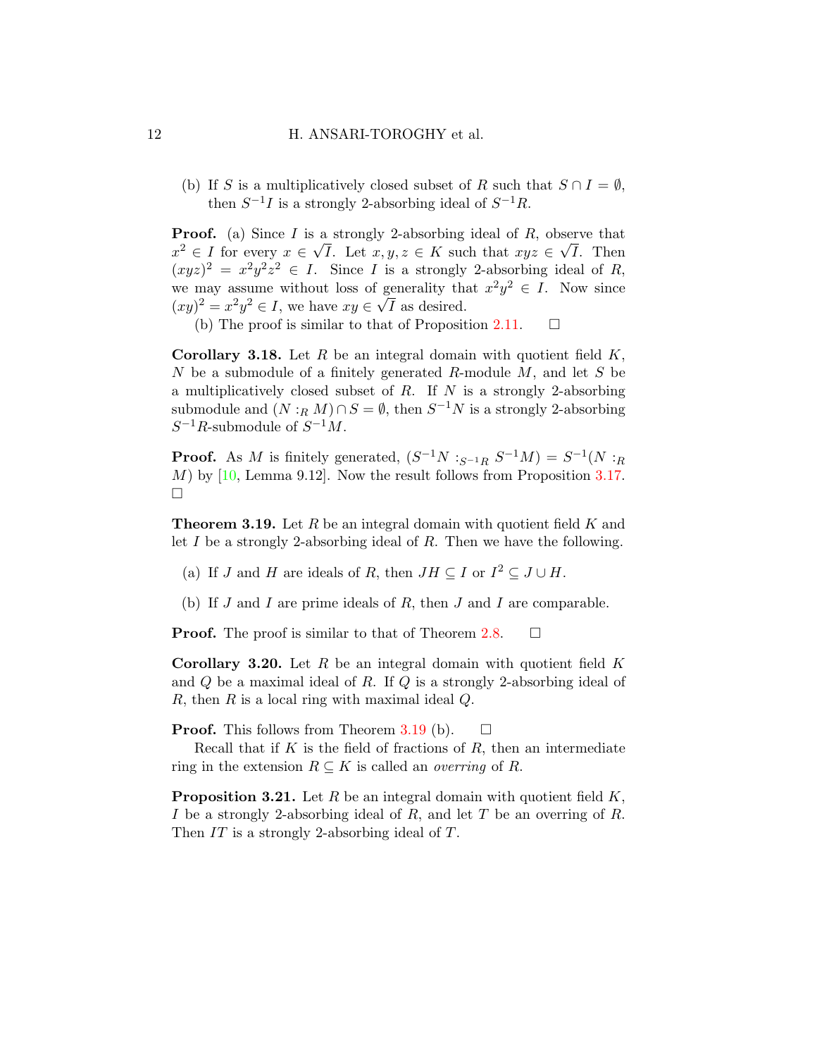(b) If $S$ is a multiplicatively closed subset of $R$ such that $S \cap I = \emptyset$, then $S^{-1}I$ is a strongly 2-absorbing ideal of $S^{-1}R$.

**Proof.** (a) Since $I$ is a strongly 2-absorbing ideal of $R$, observe that $x^2 \in I$ for every $x \in \sqrt{I}$. Let $x, y, z \in K$ such that $xyz \in \sqrt{I}$. Then $(xyz)^2 = x^2y^2z^2 \in I$. Since $I$ is a strongly 2-absorbing ideal of $R$, we may assume without loss of generality that $x^2y^2 \in I$. Now since $(xy)^2 = x^2y^2 \in I$, we have $xy \in \sqrt{I}$ as desired.

(b) The proof is similar to that of Proposition 2.11. $\square$

**Corollary 3.18.** Let $R$ be an integral domain with quotient field $K$, $N$ be a submodule of a finitely generated $R$-module $M$, and let $S$ be a multiplicatively closed subset of $R$. If $N$ is a strongly 2-absorbing submodule and $(N :_R M) \cap S = \emptyset$, then $S^{-1}N$ is a strongly 2-absorbing $S^{-1}R$-submodule of $S^{-1}M$.

**Proof.** As $M$ is finitely generated, $(S^{-1}N :_{S^{-1}R} S^{-1}M) = S^{-1}(N :_R M)$ by [10, Lemma 9.12]. Now the result follows from Proposition 3.17. $\square$

**Theorem 3.19.** Let $R$ be an integral domain with quotient field $K$ and let $I$ be a strongly 2-absorbing ideal of $R$. Then we have the following.

(a) If $J$ and $H$ are ideals of $R$, then $JH \subseteq I$ or $I^2 \subseteq J \cup H$.

(b) If $J$ and $I$ are prime ideals of $R$, then $J$ and $I$ are comparable.

**Proof.** The proof is similar to that of Theorem 2.8. $\square$

**Corollary 3.20.** Let $R$ be an integral domain with quotient field $K$ and $Q$ be a maximal ideal of $R$. If $Q$ is a strongly 2-absorbing ideal of $R$, then $R$ is a local ring with maximal ideal $Q$.

**Proof.** This follows from Theorem 3.19 (b). $\square$

Recall that if $K$ is the field of fractions of $R$, then an intermediate ring in the extension $R \subseteq K$ is called an *overring* of $R$.

**Proposition 3.21.** Let $R$ be an integral domain with quotient field $K$, $I$ be a strongly 2-absorbing ideal of $R$, and let $T$ be an overring of $R$. Then $IT$ is a strongly 2-absorbing ideal of $T$.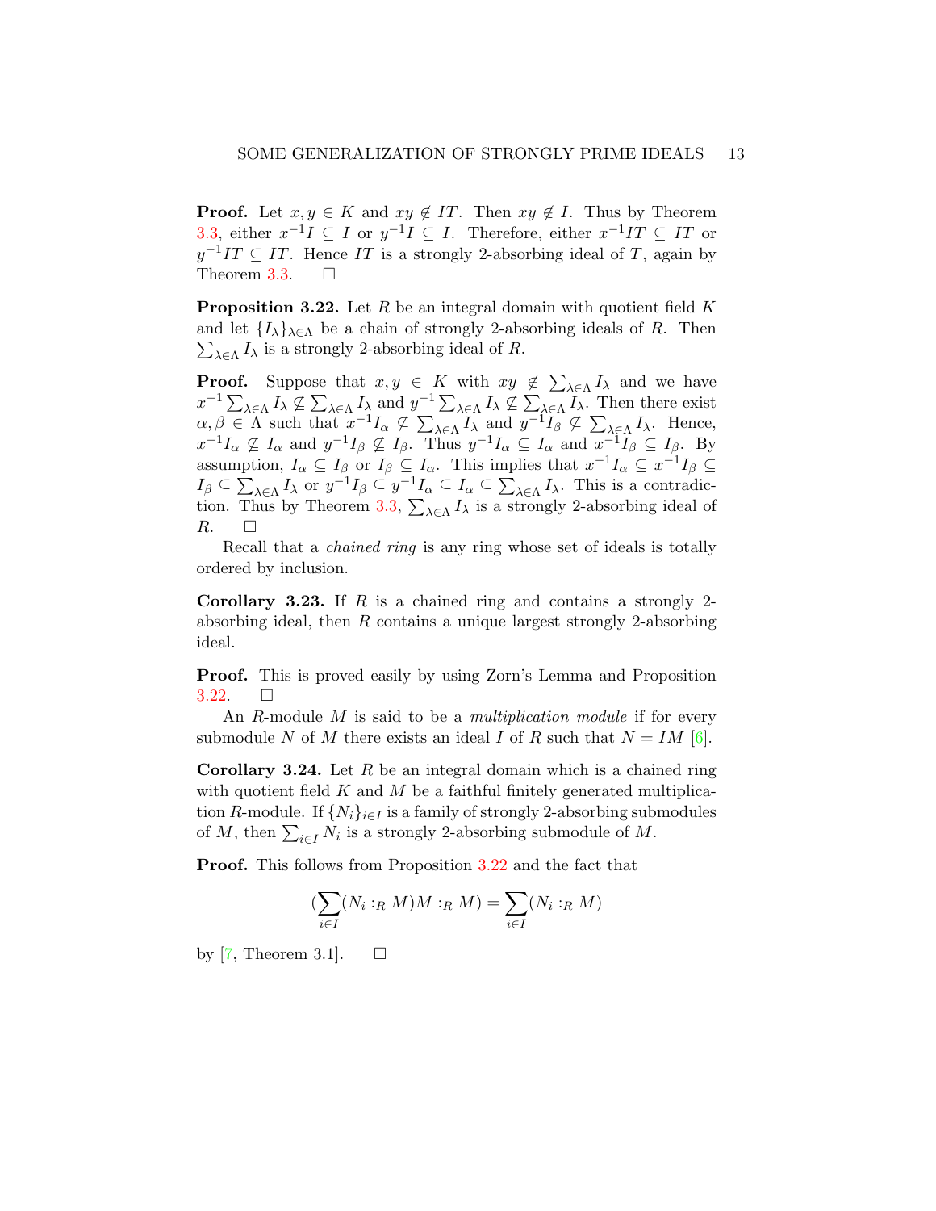**Proof.** Let $x, y \in K$ and $xy \notin IT$. Then $xy \notin I$. Thus by Theorem 3.3, either $x^{-1}I \subseteq I$ or $y^{-1}I \subseteq I$. Therefore, either $x^{-1}IT \subseteq IT$ or $y^{-1}IT \subseteq IT$. Hence $IT$ is a strongly 2-absorbing ideal of $T$, again by Theorem 3.3. □

**Proposition 3.22.** Let $R$ be an integral domain with quotient field $K$ and let $\{I_\lambda\}_{\lambda\in\Lambda}$ be a chain of strongly 2-absorbing ideals of $R$. Then $\sum_{\lambda\in\Lambda} I_\lambda$ is a strongly 2-absorbing ideal of $R$.

**Proof.** Suppose that $x, y \in K$ with $xy \notin \sum_{\lambda\in\Lambda} I_\lambda$ and we have $x^{-1}\sum_{\lambda\in\Lambda} I_\lambda \nsubseteq \sum_{\lambda\in\Lambda} I_\lambda$ and $y^{-1}\sum_{\lambda\in\Lambda} I_\lambda \nsubseteq \sum_{\lambda\in\Lambda} I_\lambda$. Then there exist $\alpha, \beta \in \Lambda$ such that $x^{-1}I_\alpha \nsubseteq \sum_{\lambda\in\Lambda} I_\lambda$ and $y^{-1}I_\beta \nsubseteq \sum_{\lambda\in\Lambda} I_\lambda$. Hence, $x^{-1}I_\alpha \nsubseteq I_\alpha$ and $y^{-1}I_\beta \nsubseteq I_\beta$. Thus $y^{-1}I_\alpha \subseteq I_\alpha$ and $x^{-1}I_\beta \subseteq I_\beta$. By assumption, $I_\alpha \subseteq I_\beta$ or $I_\beta \subseteq I_\alpha$. This implies that $x^{-1}I_\alpha \subseteq x^{-1}I_\beta \subseteq I_\beta \subseteq \sum_{\lambda\in\Lambda} I_\lambda$ or $y^{-1}I_\beta \subseteq y^{-1}I_\alpha \subseteq I_\alpha \subseteq \sum_{\lambda\in\Lambda} I_\lambda$. This is a contradiction. Thus by Theorem 3.3, $\sum_{\lambda\in\Lambda} I_\lambda$ is a strongly 2-absorbing ideal of $R$. □

Recall that a *chained ring* is any ring whose set of ideals is totally ordered by inclusion.

**Corollary 3.23.** If $R$ is a chained ring and contains a strongly 2-absorbing ideal, then $R$ contains a unique largest strongly 2-absorbing ideal.

**Proof.** This is proved easily by using Zorn's Lemma and Proposition 3.22. □

An $R$-module $M$ is said to be a *multiplication module* if for every submodule $N$ of $M$ there exists an ideal $I$ of $R$ such that $N = IM$ [6].

**Corollary 3.24.** Let $R$ be an integral domain which is a chained ring with quotient field $K$ and $M$ be a faithful finitely generated multiplication $R$-module. If $\{N_i\}_{i\in I}$ is a family of strongly 2-absorbing submodules of $M$, then $\sum_{i\in I} N_i$ is a strongly 2-absorbing submodule of $M$.

**Proof.** This follows from Proposition 3.22 and the fact that

$$(\sum_{i\in I}(N_i :_R M)M :_R M) = \sum_{i\in I}(N_i :_R M)$$

by [7, Theorem 3.1]. □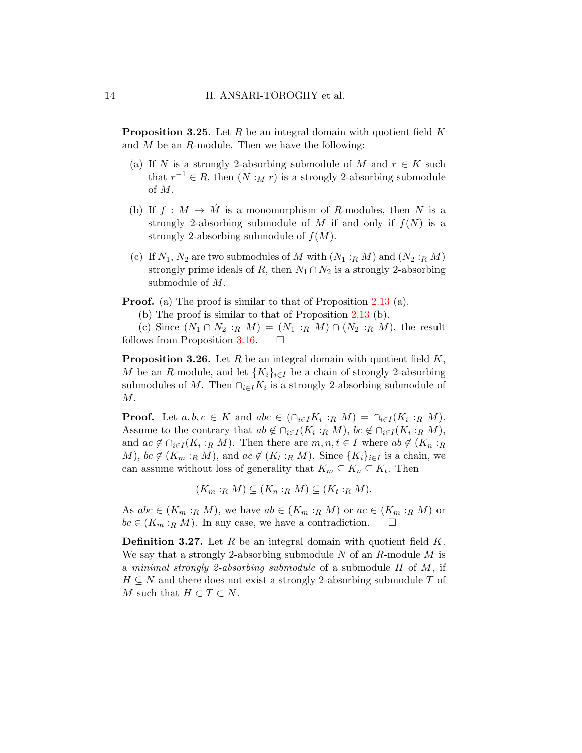**Proposition 3.25.** Let $R$ be an integral domain with quotient field $K$ and $M$ be an $R$-module. Then we have the following:

(a) If $N$ is a strongly 2-absorbing submodule of $M$ and $r \in K$ such that $r^{-1} \in R$, then $(N :_M r)$ is a strongly 2-absorbing submodule of $M$.

(b) If $f : M \to \acute{M}$ is a monomorphism of $R$-modules, then $N$ is a strongly 2-absorbing submodule of $M$ if and only if $f(N)$ is a strongly 2-absorbing submodule of $f(M)$.

(c) If $N_1$, $N_2$ are two submodules of $M$ with $(N_1 :_R M)$ and $(N_2 :_R M)$ strongly prime ideals of $R$, then $N_1 \cap N_2$ is a strongly 2-absorbing submodule of $M$.

**Proof.** (a) The proof is similar to that of Proposition 2.13 (a).

(b) The proof is similar to that of Proposition 2.13 (b).

(c) Since $(N_1 \cap N_2 :_R M) = (N_1 :_R M) \cap (N_2 :_R M)$, the result follows from Proposition 3.16. $\square$

**Proposition 3.26.** Let $R$ be an integral domain with quotient field $K$, $M$ be an $R$-module, and let $\{K_i\}_{i \in I}$ be a chain of strongly 2-absorbing submodules of $M$. Then $\cap_{i \in I} K_i$ is a strongly 2-absorbing submodule of $M$.

**Proof.** Let $a, b, c \in K$ and $abc \in (\cap_{i \in I} K_i :_R M) = \cap_{i \in I}(K_i :_R M)$. Assume to the contrary that $ab \notin \cap_{i \in I}(K_i :_R M)$, $bc \notin \cap_{i \in I}(K_i :_R M)$, and $ac \notin \cap_{i \in I}(K_i :_R M)$. Then there are $m, n, t \in I$ where $ab \notin (K_n :_R M)$, $bc \notin (K_m :_R M)$, and $ac \notin (K_t :_R M)$. Since $\{K_i\}_{i \in I}$ is a chain, we can assume without loss of generality that $K_m \subseteq K_n \subseteq K_t$. Then

$$(K_m :_R M) \subseteq (K_n :_R M) \subseteq (K_t :_R M).$$

As $abc \in (K_m :_R M)$, we have $ab \in (K_m :_R M)$ or $ac \in (K_m :_R M)$ or $bc \in (K_m :_R M)$. In any case, we have a contradiction. $\square$

**Definition 3.27.** Let $R$ be an integral domain with quotient field $K$. We say that a strongly 2-absorbing submodule $N$ of an $R$-module $M$ is a *minimal strongly 2-absorbing submodule* of a submodule $H$ of $M$, if $H \subseteq N$ and there does not exist a strongly 2-absorbing submodule $T$ of $M$ such that $H \subset T \subset N$.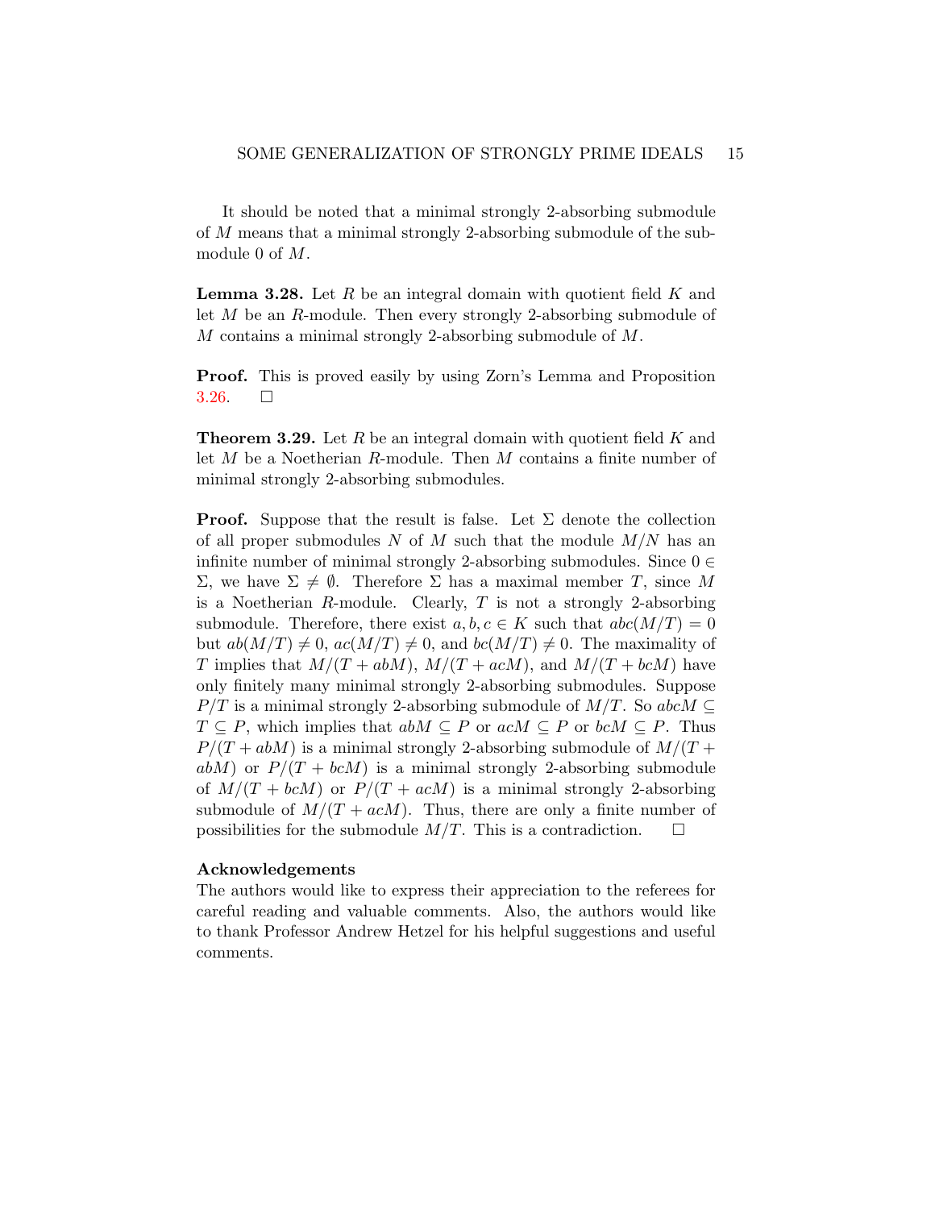It should be noted that a minimal strongly 2-absorbing submodule of $M$ means that a minimal strongly 2-absorbing submodule of the submodule 0 of $M$.

**Lemma 3.28.** Let $R$ be an integral domain with quotient field $K$ and let $M$ be an $R$-module. Then every strongly 2-absorbing submodule of $M$ contains a minimal strongly 2-absorbing submodule of $M$.

**Proof.** This is proved easily by using Zorn's Lemma and Proposition 3.26. $\square$

**Theorem 3.29.** Let $R$ be an integral domain with quotient field $K$ and let $M$ be a Noetherian $R$-module. Then $M$ contains a finite number of minimal strongly 2-absorbing submodules.

**Proof.** Suppose that the result is false. Let $\Sigma$ denote the collection of all proper submodules $N$ of $M$ such that the module $M/N$ has an infinite number of minimal strongly 2-absorbing submodules. Since $0 \in \Sigma$, we have $\Sigma \neq \emptyset$. Therefore $\Sigma$ has a maximal member $T$, since $M$ is a Noetherian $R$-module. Clearly, $T$ is not a strongly 2-absorbing submodule. Therefore, there exist $a, b, c \in K$ such that $abc(M/T) = 0$ but $ab(M/T) \neq 0$, $ac(M/T) \neq 0$, and $bc(M/T) \neq 0$. The maximality of $T$ implies that $M/(T + abM)$, $M/(T + acM)$, and $M/(T + bcM)$ have only finitely many minimal strongly 2-absorbing submodules. Suppose $P/T$ is a minimal strongly 2-absorbing submodule of $M/T$. So $abcM \subseteq T \subseteq P$, which implies that $abM \subseteq P$ or $acM \subseteq P$ or $bcM \subseteq P$. Thus $P/(T + abM)$ is a minimal strongly 2-absorbing submodule of $M/(T + abM)$ or $P/(T + bcM)$ is a minimal strongly 2-absorbing submodule of $M/(T + bcM)$ or $P/(T + acM)$ is a minimal strongly 2-absorbing submodule of $M/(T + acM)$. Thus, there are only a finite number of possibilities for the submodule $M/T$. This is a contradiction. $\square$

**Acknowledgements**

The authors would like to express their appreciation to the referees for careful reading and valuable comments. Also, the authors would like to thank Professor Andrew Hetzel for his helpful suggestions and useful comments.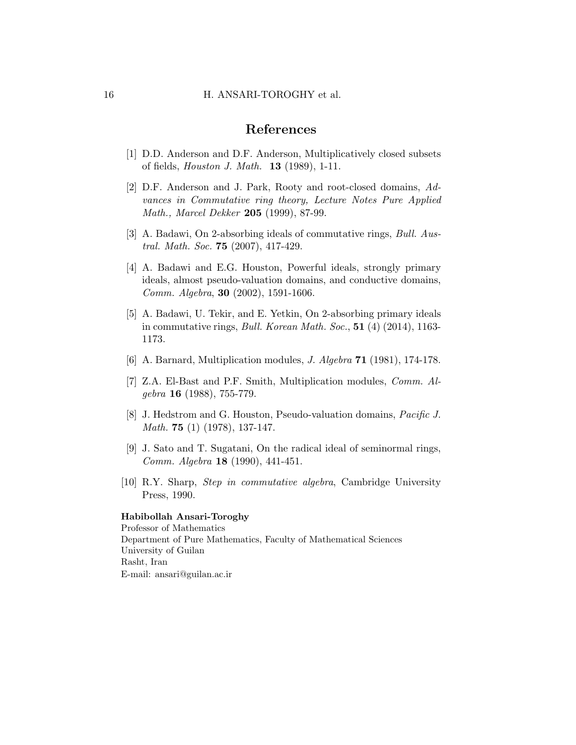## References

[1] D.D. Anderson and D.F. Anderson, Multiplicatively closed subsets of fields, *Houston J. Math.* **13** (1989), 1-11.

[2] D.F. Anderson and J. Park, Rooty and root-closed domains, *Advances in Commutative ring theory, Lecture Notes Pure Applied Math., Marcel Dekker* **205** (1999), 87-99.

[3] A. Badawi, On 2-absorbing ideals of commutative rings, *Bull. Austral. Math. Soc.* **75** (2007), 417-429.

[4] A. Badawi and E.G. Houston, Powerful ideals, strongly primary ideals, almost pseudo-valuation domains, and conductive domains, *Comm. Algebra*, **30** (2002), 1591-1606.

[5] A. Badawi, U. Tekir, and E. Yetkin, On 2-absorbing primary ideals in commutative rings, *Bull. Korean Math. Soc.*, **51** (4) (2014), 1163-1173.

[6] A. Barnard, Multiplication modules, *J. Algebra* **71** (1981), 174-178.

[7] Z.A. El-Bast and P.F. Smith, Multiplication modules, *Comm. Algebra* **16** (1988), 755-779.

[8] J. Hedstrom and G. Houston, Pseudo-valuation domains, *Pacific J. Math.* **75** (1) (1978), 137-147.

[9] J. Sato and T. Sugatani, On the radical ideal of seminormal rings, *Comm. Algebra* **18** (1990), 441-451.

[10] R.Y. Sharp, *Step in commutative algebra*, Cambridge University Press, 1990.

**Habibollah Ansari-Toroghy**
Professor of Mathematics
Department of Pure Mathematics, Faculty of Mathematical Sciences
University of Guilan
Rasht, Iran
E-mail: ansari@guilan.ac.ir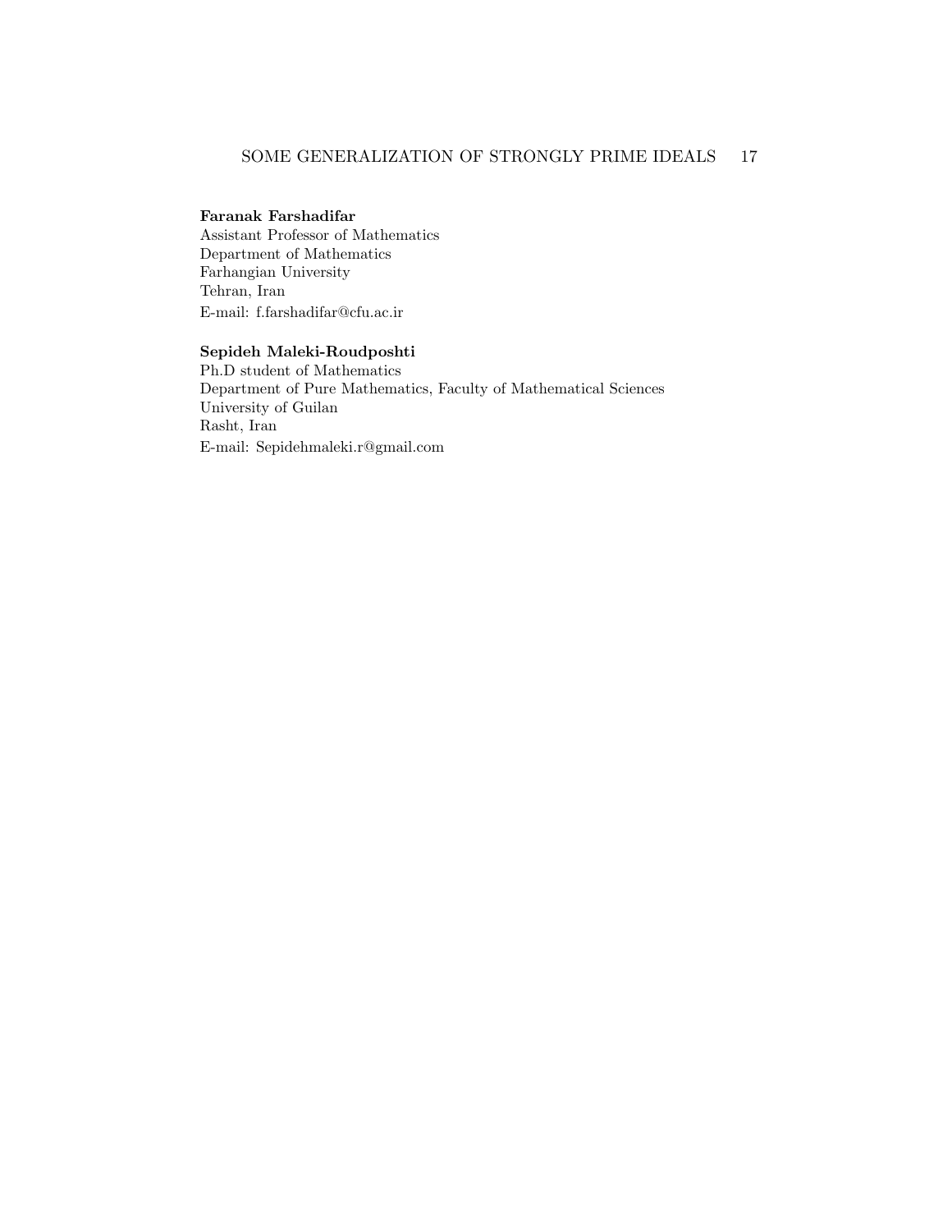**Faranak Farshadifar**
Assistant Professor of Mathematics
Department of Mathematics
Farhangian University
Tehran, Iran
E-mail: f.farshadifar@cfu.ac.ir

**Sepideh Maleki-Roudposhti**
Ph.D student of Mathematics
Department of Pure Mathematics, Faculty of Mathematical Sciences
University of Guilan
Rasht, Iran
E-mail: Sepidehmaleki.r@gmail.com